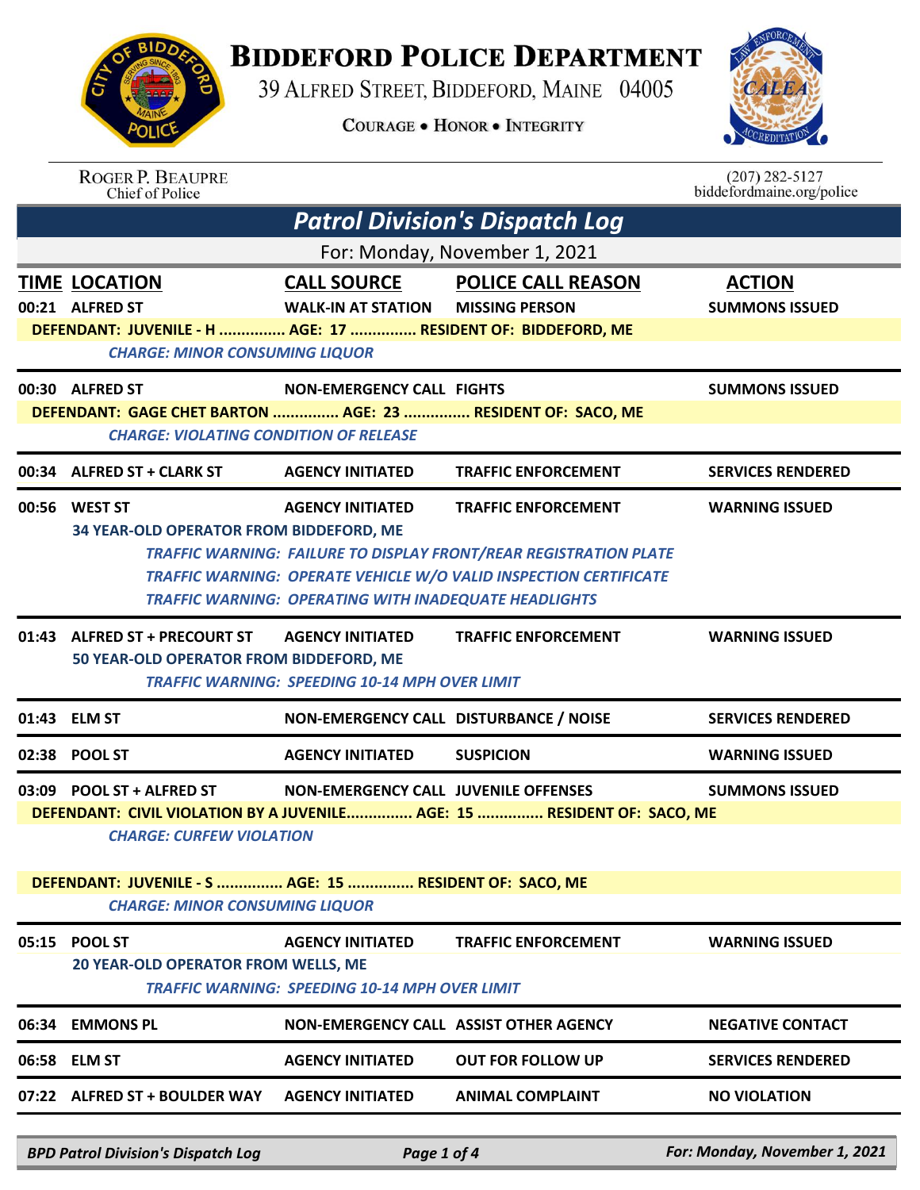# Biddeford Police Department

39 Alfred Street, Biddeford, Maine 04005

Courage • Honor • Integrity

Roger P. Beaupre
Chief of Police

(207) 282-5127
biddefordmaine.org/police

## Patrol Division's Dispatch Log

For: Monday, November 1, 2021

| TIME | LOCATION | CALL SOURCE | POLICE CALL REASON | ACTION |
|---|---|---|---|---|
| 00:21 | ALFRED ST | WALK-IN AT STATION | MISSING PERSON | SUMMONS ISSUED |

**DEFENDANT: JUVENILE - H ............... AGE: 17 ............... RESIDENT OF: BIDDEFORD, ME**

*CHARGE: MINOR CONSUMING LIQUOR*

| TIME | LOCATION | CALL SOURCE | POLICE CALL REASON | ACTION |
|---|---|---|---|---|
| 00:30 | ALFRED ST | NON-EMERGENCY CALL | FIGHTS | SUMMONS ISSUED |

**DEFENDANT: GAGE CHET BARTON ............... AGE: 23 ............... RESIDENT OF: SACO, ME**

*CHARGE: VIOLATING CONDITION OF RELEASE*

| TIME | LOCATION | CALL SOURCE | POLICE CALL REASON | ACTION |
|---|---|---|---|---|
| 00:34 | ALFRED ST + CLARK ST | AGENCY INITIATED | TRAFFIC ENFORCEMENT | SERVICES RENDERED |
| 00:56 | WEST ST | AGENCY INITIATED | TRAFFIC ENFORCEMENT | WARNING ISSUED |

**34 YEAR-OLD OPERATOR FROM BIDDEFORD, ME**

*TRAFFIC WARNING: FAILURE TO DISPLAY FRONT/REAR REGISTRATION PLATE*
*TRAFFIC WARNING: OPERATE VEHICLE W/O VALID INSPECTION CERTIFICATE*
*TRAFFIC WARNING: OPERATING WITH INADEQUATE HEADLIGHTS*

| TIME | LOCATION | CALL SOURCE | POLICE CALL REASON | ACTION |
|---|---|---|---|---|
| 01:43 | ALFRED ST + PRECOURT ST | AGENCY INITIATED | TRAFFIC ENFORCEMENT | WARNING ISSUED |

**50 YEAR-OLD OPERATOR FROM BIDDEFORD, ME**

*TRAFFIC WARNING: SPEEDING 10-14 MPH OVER LIMIT*

| TIME | LOCATION | CALL SOURCE | POLICE CALL REASON | ACTION |
|---|---|---|---|---|
| 01:43 | ELM ST | NON-EMERGENCY CALL | DISTURBANCE / NOISE | SERVICES RENDERED |
| 02:38 | POOL ST | AGENCY INITIATED | SUSPICION | WARNING ISSUED |
| 03:09 | POOL ST + ALFRED ST | NON-EMERGENCY CALL | JUVENILE OFFENSES | SUMMONS ISSUED |

**DEFENDANT: CIVIL VIOLATION BY A JUVENILE............... AGE: 15 ............... RESIDENT OF: SACO, ME**

*CHARGE: CURFEW VIOLATION*

**DEFENDANT: JUVENILE - S ............... AGE: 15 ............... RESIDENT OF: SACO, ME**

*CHARGE: MINOR CONSUMING LIQUOR*

| TIME | LOCATION | CALL SOURCE | POLICE CALL REASON | ACTION |
|---|---|---|---|---|
| 05:15 | POOL ST | AGENCY INITIATED | TRAFFIC ENFORCEMENT | WARNING ISSUED |

**20 YEAR-OLD OPERATOR FROM WELLS, ME**

*TRAFFIC WARNING: SPEEDING 10-14 MPH OVER LIMIT*

| TIME | LOCATION | CALL SOURCE | POLICE CALL REASON | ACTION |
|---|---|---|---|---|
| 06:34 | EMMONS PL | NON-EMERGENCY CALL | ASSIST OTHER AGENCY | NEGATIVE CONTACT |
| 06:58 | ELM ST | AGENCY INITIATED | OUT FOR FOLLOW UP | SERVICES RENDERED |
| 07:22 | ALFRED ST + BOULDER WAY | AGENCY INITIATED | ANIMAL COMPLAINT | NO VIOLATION |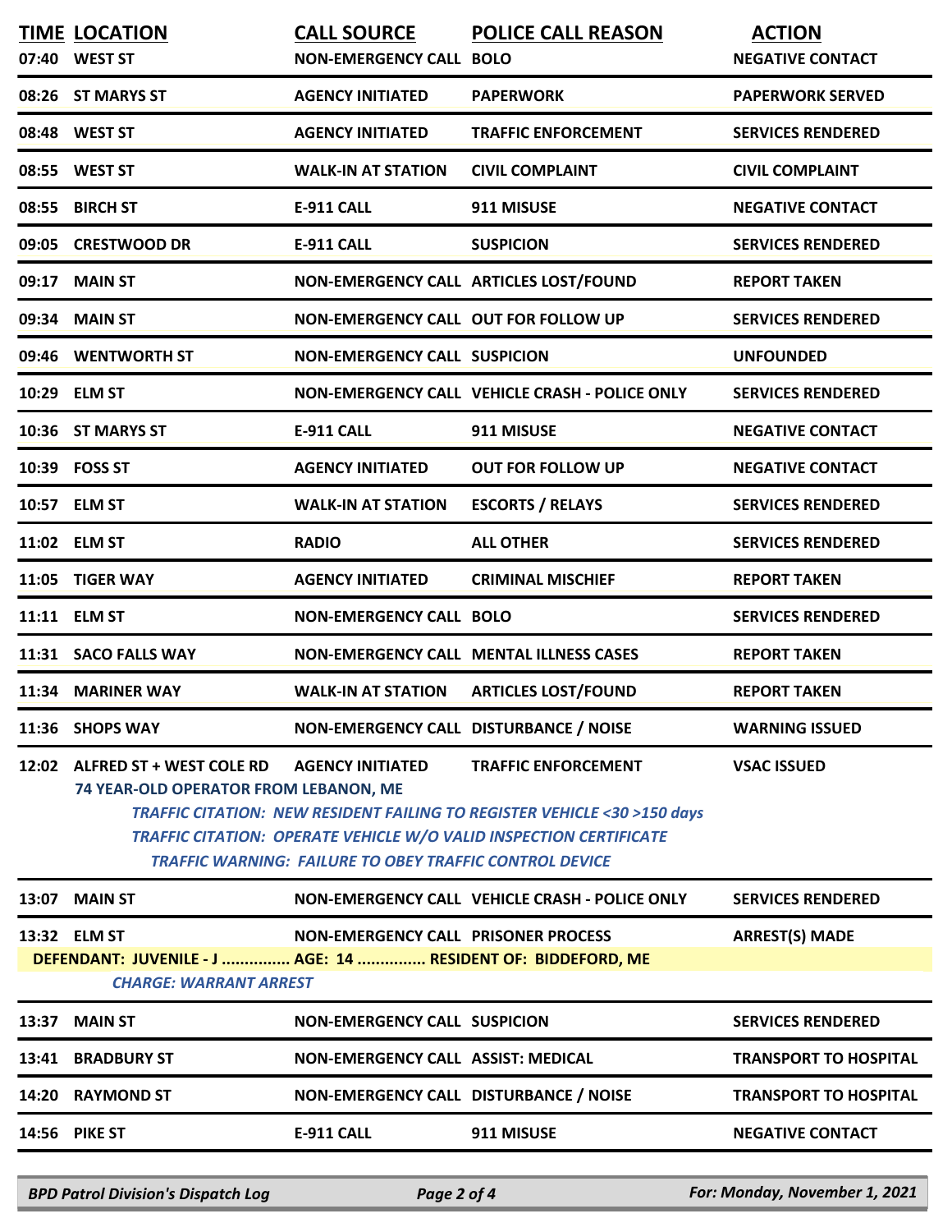| TIME | LOCATION | CALL SOURCE | POLICE CALL REASON | ACTION |
|---|---|---|---|---|
| 07:40 | WEST ST | NON-EMERGENCY CALL | BOLO | NEGATIVE CONTACT |
| 08:26 | ST MARYS ST | AGENCY INITIATED | PAPERWORK | PAPERWORK SERVED |
| 08:48 | WEST ST | AGENCY INITIATED | TRAFFIC ENFORCEMENT | SERVICES RENDERED |
| 08:55 | WEST ST | WALK-IN AT STATION | CIVIL COMPLAINT | CIVIL COMPLAINT |
| 08:55 | BIRCH ST | E-911 CALL | 911 MISUSE | NEGATIVE CONTACT |
| 09:05 | CRESTWOOD DR | E-911 CALL | SUSPICION | SERVICES RENDERED |
| 09:17 | MAIN ST | NON-EMERGENCY CALL | ARTICLES LOST/FOUND | REPORT TAKEN |
| 09:34 | MAIN ST | NON-EMERGENCY CALL | OUT FOR FOLLOW UP | SERVICES RENDERED |
| 09:46 | WENTWORTH ST | NON-EMERGENCY CALL | SUSPICION | UNFOUNDED |
| 10:29 | ELM ST | NON-EMERGENCY CALL | VEHICLE CRASH - POLICE ONLY | SERVICES RENDERED |
| 10:36 | ST MARYS ST | E-911 CALL | 911 MISUSE | NEGATIVE CONTACT |
| 10:39 | FOSS ST | AGENCY INITIATED | OUT FOR FOLLOW UP | NEGATIVE CONTACT |
| 10:57 | ELM ST | WALK-IN AT STATION | ESCORTS / RELAYS | SERVICES RENDERED |
| 11:02 | ELM ST | RADIO | ALL OTHER | SERVICES RENDERED |
| 11:05 | TIGER WAY | AGENCY INITIATED | CRIMINAL MISCHIEF | REPORT TAKEN |
| 11:11 | ELM ST | NON-EMERGENCY CALL | BOLO | SERVICES RENDERED |
| 11:31 | SACO FALLS WAY | NON-EMERGENCY CALL | MENTAL ILLNESS CASES | REPORT TAKEN |
| 11:34 | MARINER WAY | WALK-IN AT STATION | ARTICLES LOST/FOUND | REPORT TAKEN |
| 11:36 | SHOPS WAY | NON-EMERGENCY CALL | DISTURBANCE / NOISE | WARNING ISSUED |
| 12:02 | ALFRED ST + WEST COLE RD | AGENCY INITIATED | TRAFFIC ENFORCEMENT | VSAC ISSUED |

**74 YEAR-OLD OPERATOR FROM LEBANON, ME**

*TRAFFIC CITATION: NEW RESIDENT FAILING TO REGISTER VEHICLE <30 >150 days*
*TRAFFIC CITATION: OPERATE VEHICLE W/O VALID INSPECTION CERTIFICATE*
*TRAFFIC WARNING: FAILURE TO OBEY TRAFFIC CONTROL DEVICE*

| TIME | LOCATION | CALL SOURCE | POLICE CALL REASON | ACTION |
|---|---|---|---|---|
| 13:07 | MAIN ST | NON-EMERGENCY CALL | VEHICLE CRASH - POLICE ONLY | SERVICES RENDERED |
| 13:32 | ELM ST | NON-EMERGENCY CALL | PRISONER PROCESS | ARREST(S) MADE |

**DEFENDANT: JUVENILE - J ............... AGE: 14 ............... RESIDENT OF: BIDDEFORD, ME**

*CHARGE: WARRANT ARREST*

| TIME | LOCATION | CALL SOURCE | POLICE CALL REASON | ACTION |
|---|---|---|---|---|
| 13:37 | MAIN ST | NON-EMERGENCY CALL | SUSPICION | SERVICES RENDERED |
| 13:41 | BRADBURY ST | NON-EMERGENCY CALL | ASSIST: MEDICAL | TRANSPORT TO HOSPITAL |
| 14:20 | RAYMOND ST | NON-EMERGENCY CALL | DISTURBANCE / NOISE | TRANSPORT TO HOSPITAL |
| 14:56 | PIKE ST | E-911 CALL | 911 MISUSE | NEGATIVE CONTACT |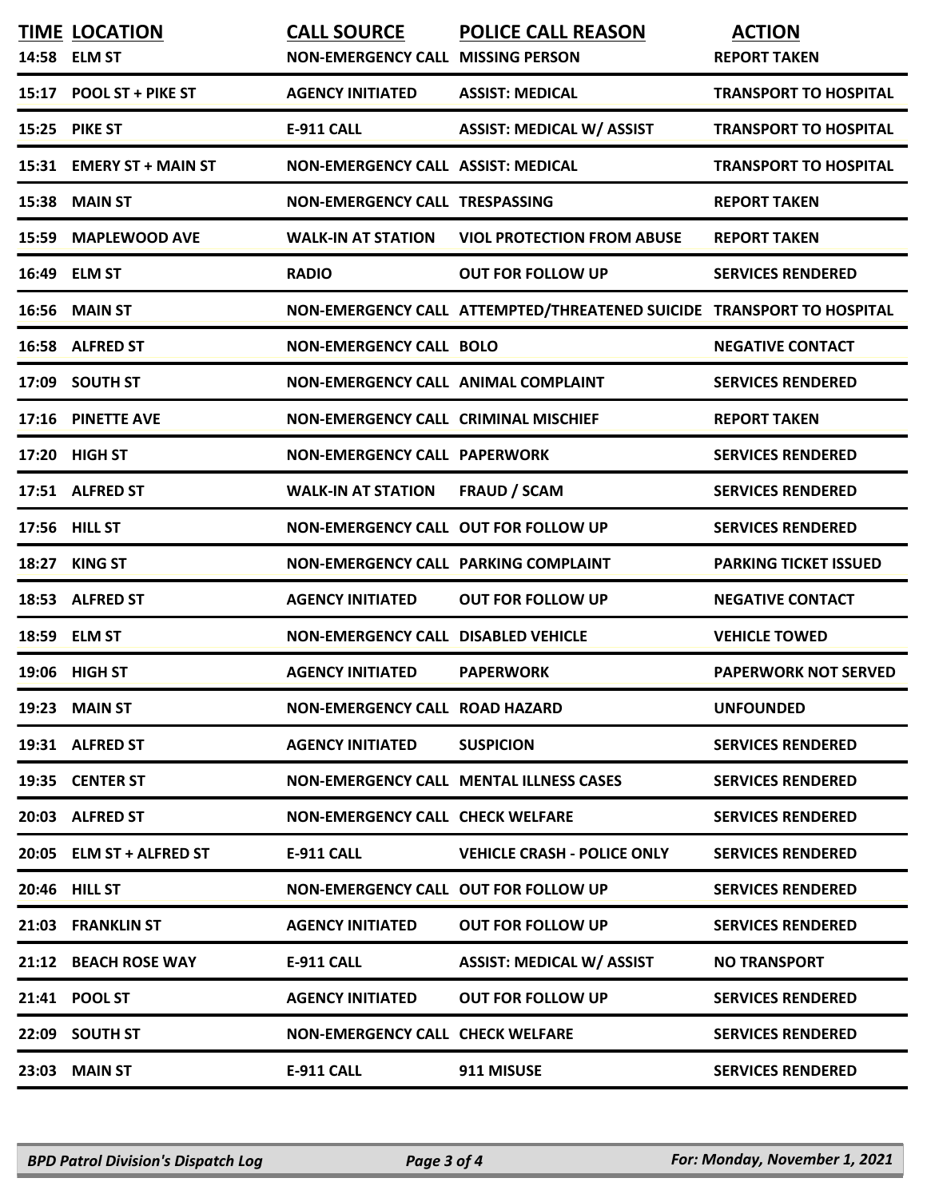| TIME | LOCATION | CALL SOURCE | POLICE CALL REASON | ACTION |
|---|---|---|---|---|
| 14:58 | ELM ST | NON-EMERGENCY CALL | MISSING PERSON | REPORT TAKEN |
| 15:17 | POOL ST + PIKE ST | AGENCY INITIATED | ASSIST: MEDICAL | TRANSPORT TO HOSPITAL |
| 15:25 | PIKE ST | E-911 CALL | ASSIST: MEDICAL W/ ASSIST | TRANSPORT TO HOSPITAL |
| 15:31 | EMERY ST + MAIN ST | NON-EMERGENCY CALL | ASSIST: MEDICAL | TRANSPORT TO HOSPITAL |
| 15:38 | MAIN ST | NON-EMERGENCY CALL | TRESPASSING | REPORT TAKEN |
| 15:59 | MAPLEWOOD AVE | WALK-IN AT STATION | VIOL PROTECTION FROM ABUSE | REPORT TAKEN |
| 16:49 | ELM ST | RADIO | OUT FOR FOLLOW UP | SERVICES RENDERED |
| 16:56 | MAIN ST | NON-EMERGENCY CALL | ATTEMPTED/THREATENED SUICIDE | TRANSPORT TO HOSPITAL |
| 16:58 | ALFRED ST | NON-EMERGENCY CALL | BOLO | NEGATIVE CONTACT |
| 17:09 | SOUTH ST | NON-EMERGENCY CALL | ANIMAL COMPLAINT | SERVICES RENDERED |
| 17:16 | PINETTE AVE | NON-EMERGENCY CALL | CRIMINAL MISCHIEF | REPORT TAKEN |
| 17:20 | HIGH ST | NON-EMERGENCY CALL | PAPERWORK | SERVICES RENDERED |
| 17:51 | ALFRED ST | WALK-IN AT STATION | FRAUD / SCAM | SERVICES RENDERED |
| 17:56 | HILL ST | NON-EMERGENCY CALL | OUT FOR FOLLOW UP | SERVICES RENDERED |
| 18:27 | KING ST | NON-EMERGENCY CALL | PARKING COMPLAINT | PARKING TICKET ISSUED |
| 18:53 | ALFRED ST | AGENCY INITIATED | OUT FOR FOLLOW UP | NEGATIVE CONTACT |
| 18:59 | ELM ST | NON-EMERGENCY CALL | DISABLED VEHICLE | VEHICLE TOWED |
| 19:06 | HIGH ST | AGENCY INITIATED | PAPERWORK | PAPERWORK NOT SERVED |
| 19:23 | MAIN ST | NON-EMERGENCY CALL | ROAD HAZARD | UNFOUNDED |
| 19:31 | ALFRED ST | AGENCY INITIATED | SUSPICION | SERVICES RENDERED |
| 19:35 | CENTER ST | NON-EMERGENCY CALL | MENTAL ILLNESS CASES | SERVICES RENDERED |
| 20:03 | ALFRED ST | NON-EMERGENCY CALL | CHECK WELFARE | SERVICES RENDERED |
| 20:05 | ELM ST + ALFRED ST | E-911 CALL | VEHICLE CRASH - POLICE ONLY | SERVICES RENDERED |
| 20:46 | HILL ST | NON-EMERGENCY CALL | OUT FOR FOLLOW UP | SERVICES RENDERED |
| 21:03 | FRANKLIN ST | AGENCY INITIATED | OUT FOR FOLLOW UP | SERVICES RENDERED |
| 21:12 | BEACH ROSE WAY | E-911 CALL | ASSIST: MEDICAL W/ ASSIST | NO TRANSPORT |
| 21:41 | POOL ST | AGENCY INITIATED | OUT FOR FOLLOW UP | SERVICES RENDERED |
| 22:09 | SOUTH ST | NON-EMERGENCY CALL | CHECK WELFARE | SERVICES RENDERED |
| 23:03 | MAIN ST | E-911 CALL | 911 MISUSE | SERVICES RENDERED |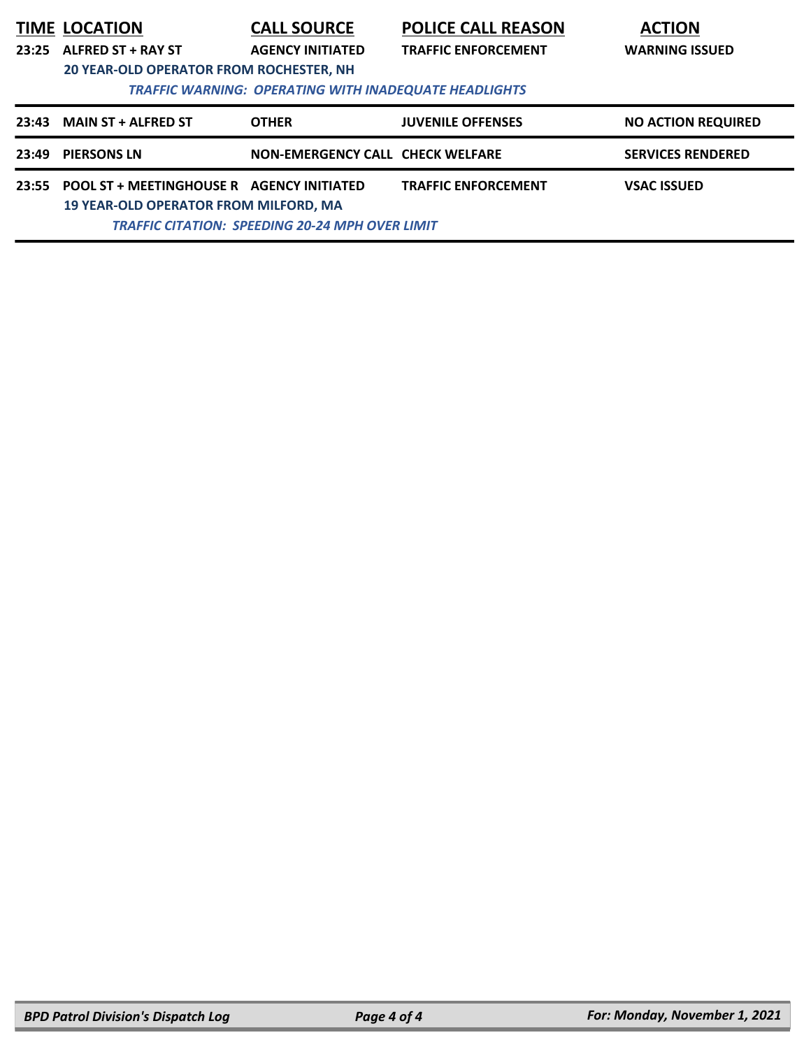| TIME | LOCATION | CALL SOURCE | POLICE CALL REASON | ACTION |
|---|---|---|---|---|
| 23:25 | ALFRED ST + RAY ST | AGENCY INITIATED | TRAFFIC ENFORCEMENT | WARNING ISSUED |
| | 20 YEAR-OLD OPERATOR FROM ROCHESTER, NH | | | |
| | *TRAFFIC WARNING: OPERATING WITH INADEQUATE HEADLIGHTS* | | | |
| 23:43 | MAIN ST + ALFRED ST | OTHER | JUVENILE OFFENSES | NO ACTION REQUIRED |
| 23:49 | PIERSONS LN | NON-EMERGENCY CALL | CHECK WELFARE | SERVICES RENDERED |
| 23:55 | POOL ST + MEETINGHOUSE R | AGENCY INITIATED | TRAFFIC ENFORCEMENT | VSAC ISSUED |
| | 19 YEAR-OLD OPERATOR FROM MILFORD, MA | | | |
| | *TRAFFIC CITATION: SPEEDING 20-24 MPH OVER LIMIT* | | | |